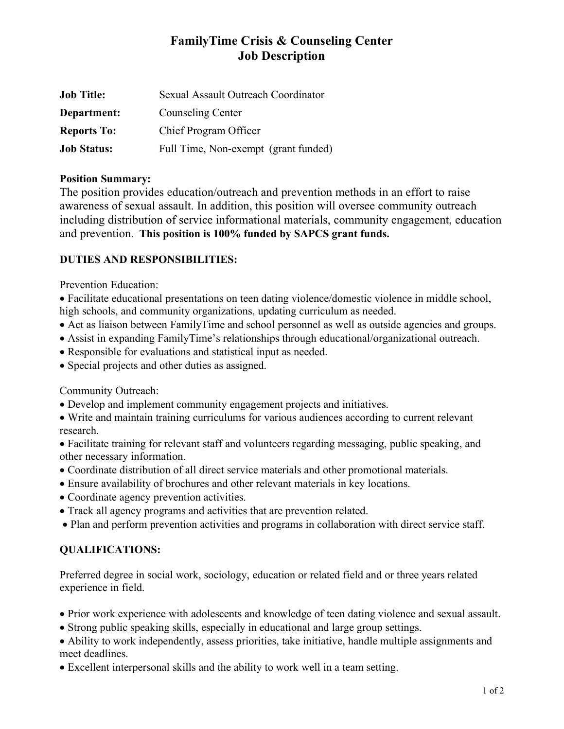# FamilyTime Crisis & Counseling Center
# Job Description

| | |
|---|---|
| **Job Title:** | Sexual Assault Outreach Coordinator |
| **Department:** | Counseling Center |
| **Reports To:** | Chief Program Officer |
| **Job Status:** | Full Time, Non-exempt (grant funded) |

**Position Summary:**

The position provides education/outreach and prevention methods in an effort to raise awareness of sexual assault. In addition, this position will oversee community outreach including distribution of service informational materials, community engagement, education and prevention. **This position is 100% funded by SAPCS grant funds.**

## DUTIES AND RESPONSIBILITIES:

Prevention Education:

- Facilitate educational presentations on teen dating violence/domestic violence in middle school, high schools, and community organizations, updating curriculum as needed.
- Act as liaison between FamilyTime and school personnel as well as outside agencies and groups.
- Assist in expanding FamilyTime's relationships through educational/organizational outreach.
- Responsible for evaluations and statistical input as needed.
- Special projects and other duties as assigned.

Community Outreach:

- Develop and implement community engagement projects and initiatives.
- Write and maintain training curriculums for various audiences according to current relevant research.
- Facilitate training for relevant staff and volunteers regarding messaging, public speaking, and other necessary information.
- Coordinate distribution of all direct service materials and other promotional materials.
- Ensure availability of brochures and other relevant materials in key locations.
- Coordinate agency prevention activities.
- Track all agency programs and activities that are prevention related.
- Plan and perform prevention activities and programs in collaboration with direct service staff.

## QUALIFICATIONS:

Preferred degree in social work, sociology, education or related field and or three years related experience in field.

- Prior work experience with adolescents and knowledge of teen dating violence and sexual assault.
- Strong public speaking skills, especially in educational and large group settings.
- Ability to work independently, assess priorities, take initiative, handle multiple assignments and meet deadlines.
- Excellent interpersonal skills and the ability to work well in a team setting.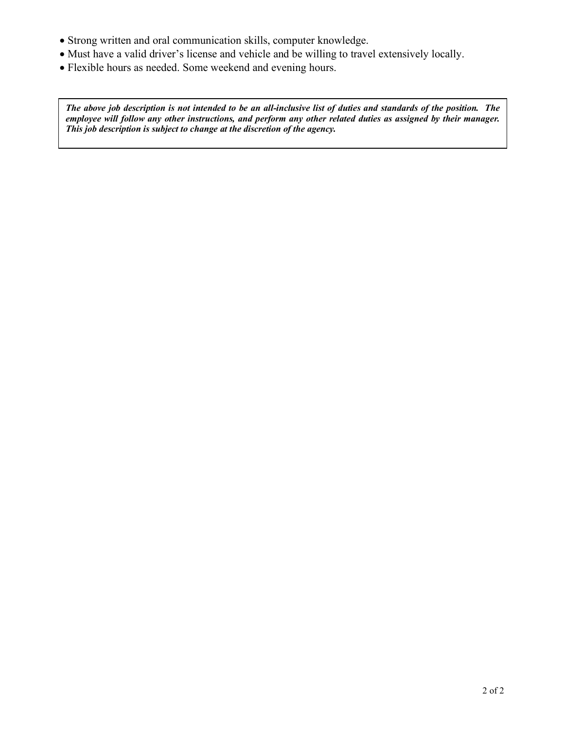- Strong written and oral communication skills, computer knowledge.
- Must have a valid driver's license and vehicle and be willing to travel extensively locally.
- Flexible hours as needed. Some weekend and evening hours.

***The above job description is not intended to be an all-inclusive list of duties and standards of the position. The employee will follow any other instructions, and perform any other related duties as assigned by their manager. This job description is subject to change at the discretion of the agency.***